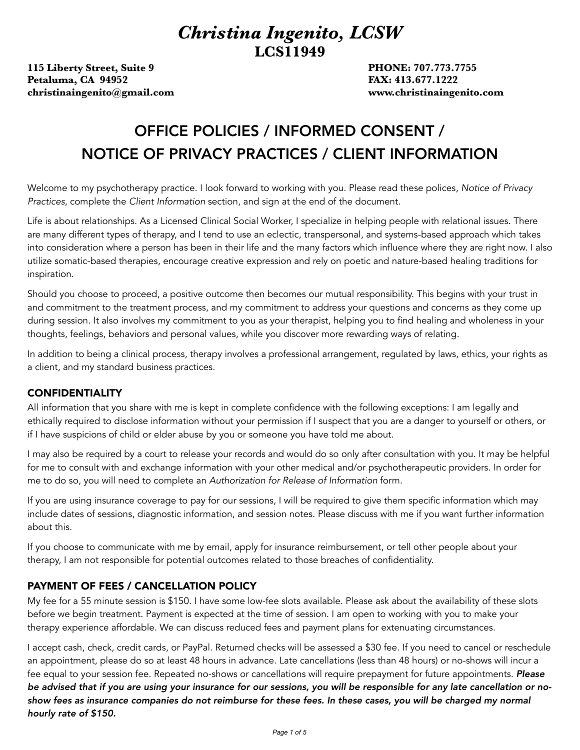# *Christina Ingenito, LCSW*

**LCS11949**

**115 Liberty Street, Suite 9**
**Petaluma, CA 94952**
**christinaingenito@gmail.com**

**PHONE: 707.773.7755**
**FAX: 413.677.1222**
**www.christinaingenito.com**

## OFFICE POLICIES / INFORMED CONSENT / NOTICE OF PRIVACY PRACTICES / CLIENT INFORMATION

Welcome to my psychotherapy practice. I look forward to working with you. Please read these polices, *Notice of Privacy Practices*, complete the *Client Information* section, and sign at the end of the document.

Life is about relationships. As a Licensed Clinical Social Worker, I specialize in helping people with relational issues. There are many different types of therapy, and I tend to use an eclectic, transpersonal, and systems-based approach which takes into consideration where a person has been in their life and the many factors which influence where they are right now. I also utilize somatic-based therapies, encourage creative expression and rely on poetic and nature-based healing traditions for inspiration.

Should you choose to proceed, a positive outcome then becomes our mutual responsibility. This begins with your trust in and commitment to the treatment process, and my commitment to address your questions and concerns as they come up during session. It also involves my commitment to you as your therapist, helping you to find healing and wholeness in your thoughts, feelings, behaviors and personal values, while you discover more rewarding ways of relating.

In addition to being a clinical process, therapy involves a professional arrangement, regulated by laws, ethics, your rights as a client, and my standard business practices.

### CONFIDENTIALITY

All information that you share with me is kept in complete confidence with the following exceptions: I am legally and ethically required to disclose information without your permission if I suspect that you are a danger to yourself or others, or if I have suspicions of child or elder abuse by you or someone you have told me about.

I may also be required by a court to release your records and would do so only after consultation with you. It may be helpful for me to consult with and exchange information with your other medical and/or psychotherapeutic providers. In order for me to do so, you will need to complete an *Authorization for Release of Information* form.

If you are using insurance coverage to pay for our sessions, I will be required to give them specific information which may include dates of sessions, diagnostic information, and session notes. Please discuss with me if you want further information about this.

If you choose to communicate with me by email, apply for insurance reimbursement, or tell other people about your therapy, I am not responsible for potential outcomes related to those breaches of confidentiality.

### PAYMENT OF FEES / CANCELLATION POLICY

My fee for a 55 minute session is $150. I have some low-fee slots available. Please ask about the availability of these slots before we begin treatment. Payment is expected at the time of session. I am open to working with you to make your therapy experience affordable. We can discuss reduced fees and payment plans for extenuating circumstances.

I accept cash, check, credit cards, or PayPal. Returned checks will be assessed a $30 fee. If you need to cancel or reschedule an appointment, please do so at least 48 hours in advance. Late cancellations (less than 48 hours) or no-shows will incur a fee equal to your session fee. Repeated no-shows or cancellations will require prepayment for future appointments. ***Please be advised that if you are using your insurance for our sessions, you will be responsible for any late cancellation or no-show fees as insurance companies do not reimburse for these fees. In these cases, you will be charged my normal hourly rate of $150.***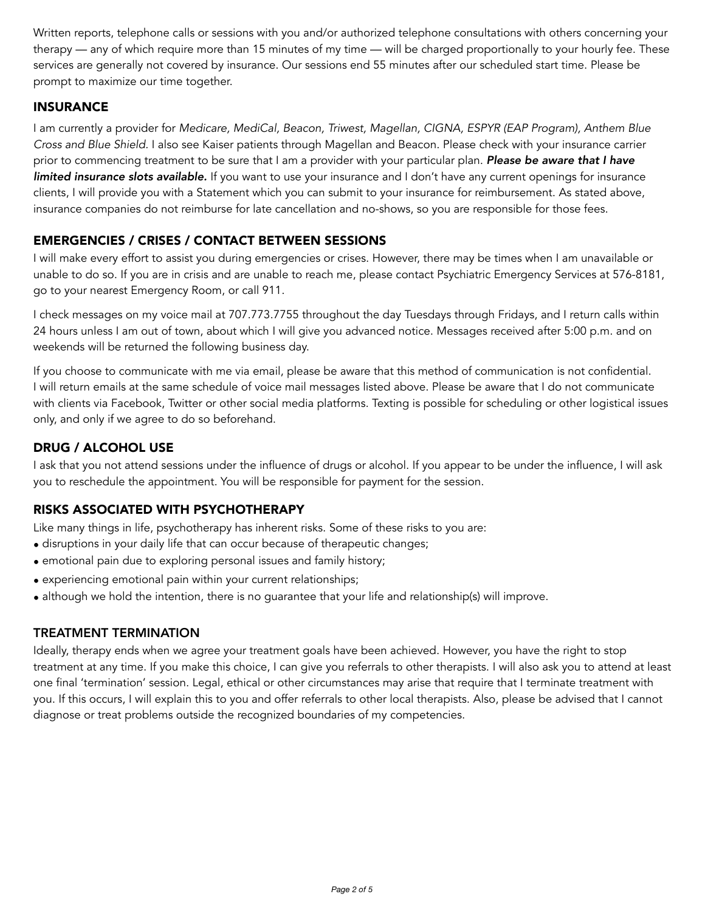Written reports, telephone calls or sessions with you and/or authorized telephone consultations with others concerning your therapy — any of which require more than 15 minutes of my time — will be charged proportionally to your hourly fee. These services are generally not covered by insurance. Our sessions end 55 minutes after our scheduled start time. Please be prompt to maximize our time together.

## INSURANCE

I am currently a provider for *Medicare, MediCal, Beacon, Triwest, Magellan, CIGNA, ESPYR (EAP Program), Anthem Blue Cross and Blue Shield.* I also see Kaiser patients through Magellan and Beacon. Please check with your insurance carrier prior to commencing treatment to be sure that I am a provider with your particular plan. ***Please be aware that I have limited insurance slots available.*** If you want to use your insurance and I don't have any current openings for insurance clients, I will provide you with a Statement which you can submit to your insurance for reimbursement. As stated above, insurance companies do not reimburse for late cancellation and no-shows, so you are responsible for those fees.

## EMERGENCIES / CRISES / CONTACT BETWEEN SESSIONS

I will make every effort to assist you during emergencies or crises. However, there may be times when I am unavailable or unable to do so. If you are in crisis and are unable to reach me, please contact Psychiatric Emergency Services at 576-8181, go to your nearest Emergency Room, or call 911.

I check messages on my voice mail at 707.773.7755 throughout the day Tuesdays through Fridays, and I return calls within 24 hours unless I am out of town, about which I will give you advanced notice. Messages received after 5:00 p.m. and on weekends will be returned the following business day.

If you choose to communicate with me via email, please be aware that this method of communication is not confidential. I will return emails at the same schedule of voice mail messages listed above. Please be aware that I do not communicate with clients via Facebook, Twitter or other social media platforms. Texting is possible for scheduling or other logistical issues only, and only if we agree to do so beforehand.

## DRUG / ALCOHOL USE

I ask that you not attend sessions under the influence of drugs or alcohol. If you appear to be under the influence, I will ask you to reschedule the appointment. You will be responsible for payment for the session.

## RISKS ASSOCIATED WITH PSYCHOTHERAPY

Like many things in life, psychotherapy has inherent risks. Some of these risks to you are:

- disruptions in your daily life that can occur because of therapeutic changes;
- emotional pain due to exploring personal issues and family history;
- experiencing emotional pain within your current relationships;
- although we hold the intention, there is no guarantee that your life and relationship(s) will improve.

## TREATMENT TERMINATION

Ideally, therapy ends when we agree your treatment goals have been achieved. However, you have the right to stop treatment at any time. If you make this choice, I can give you referrals to other therapists. I will also ask you to attend at least one final 'termination' session. Legal, ethical or other circumstances may arise that require that I terminate treatment with you. If this occurs, I will explain this to you and offer referrals to other local therapists. Also, please be advised that I cannot diagnose or treat problems outside the recognized boundaries of my competencies.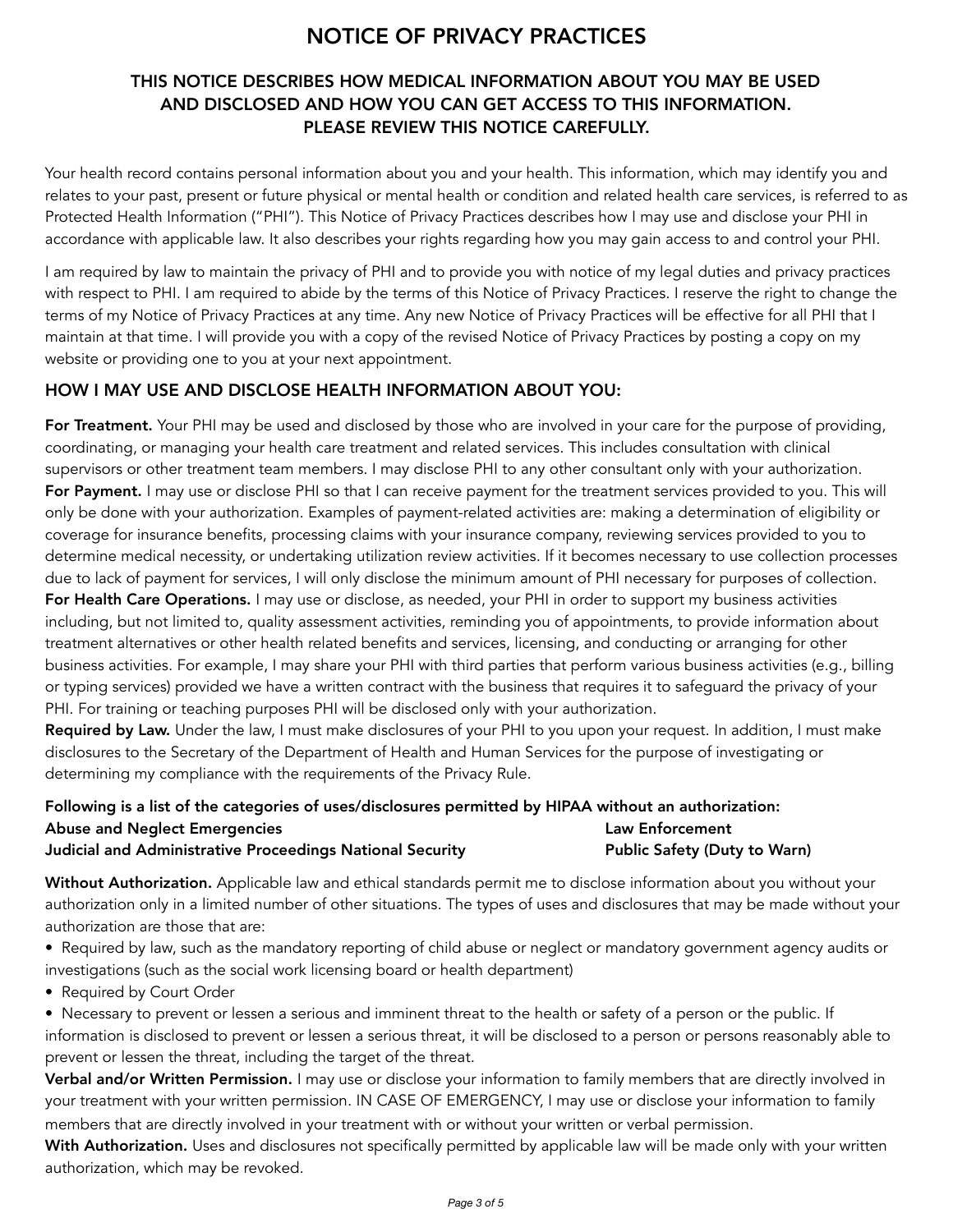# NOTICE OF PRIVACY PRACTICES

## THIS NOTICE DESCRIBES HOW MEDICAL INFORMATION ABOUT YOU MAY BE USED AND DISCLOSED AND HOW YOU CAN GET ACCESS TO THIS INFORMATION. PLEASE REVIEW THIS NOTICE CAREFULLY.

Your health record contains personal information about you and your health. This information, which may identify you and relates to your past, present or future physical or mental health or condition and related health care services, is referred to as Protected Health Information ("PHI"). This Notice of Privacy Practices describes how I may use and disclose your PHI in accordance with applicable law. It also describes your rights regarding how you may gain access to and control your PHI.

I am required by law to maintain the privacy of PHI and to provide you with notice of my legal duties and privacy practices with respect to PHI. I am required to abide by the terms of this Notice of Privacy Practices. I reserve the right to change the terms of my Notice of Privacy Practices at any time. Any new Notice of Privacy Practices will be effective for all PHI that I maintain at that time. I will provide you with a copy of the revised Notice of Privacy Practices by posting a copy on my website or providing one to you at your next appointment.

### HOW I MAY USE AND DISCLOSE HEALTH INFORMATION ABOUT YOU:

**For Treatment.** Your PHI may be used and disclosed by those who are involved in your care for the purpose of providing, coordinating, or managing your health care treatment and related services. This includes consultation with clinical supervisors or other treatment team members. I may disclose PHI to any other consultant only with your authorization.

**For Payment.** I may use or disclose PHI so that I can receive payment for the treatment services provided to you. This will only be done with your authorization. Examples of payment-related activities are: making a determination of eligibility or coverage for insurance benefits, processing claims with your insurance company, reviewing services provided to you to determine medical necessity, or undertaking utilization review activities. If it becomes necessary to use collection processes due to lack of payment for services, I will only disclose the minimum amount of PHI necessary for purposes of collection.

**For Health Care Operations.** I may use or disclose, as needed, your PHI in order to support my business activities including, but not limited to, quality assessment activities, reminding you of appointments, to provide information about treatment alternatives or other health related benefits and services, licensing, and conducting or arranging for other business activities. For example, I may share your PHI with third parties that perform various business activities (e.g., billing or typing services) provided we have a written contract with the business that requires it to safeguard the privacy of your PHI. For training or teaching purposes PHI will be disclosed only with your authorization.

**Required by Law.** Under the law, I must make disclosures of your PHI to you upon your request. In addition, I must make disclosures to the Secretary of the Department of Health and Human Services for the purpose of investigating or determining my compliance with the requirements of the Privacy Rule.

**Following is a list of the categories of uses/disclosures permitted by HIPAA without an authorization:**

**Abuse and Neglect Emergencies** **Law Enforcement**
**Judicial and Administrative Proceedings National Security** **Public Safety (Duty to Warn)**

**Without Authorization.** Applicable law and ethical standards permit me to disclose information about you without your authorization only in a limited number of other situations. The types of uses and disclosures that may be made without your authorization are those that are:

- Required by law, such as the mandatory reporting of child abuse or neglect or mandatory government agency audits or investigations (such as the social work licensing board or health department)
- Required by Court Order
- Necessary to prevent or lessen a serious and imminent threat to the health or safety of a person or the public. If information is disclosed to prevent or lessen a serious threat, it will be disclosed to a person or persons reasonably able to prevent or lessen the threat, including the target of the threat.

**Verbal and/or Written Permission.** I may use or disclose your information to family members that are directly involved in your treatment with your written permission. IN CASE OF EMERGENCY, I may use or disclose your information to family members that are directly involved in your treatment with or without your written or verbal permission.

**With Authorization.** Uses and disclosures not specifically permitted by applicable law will be made only with your written authorization, which may be revoked.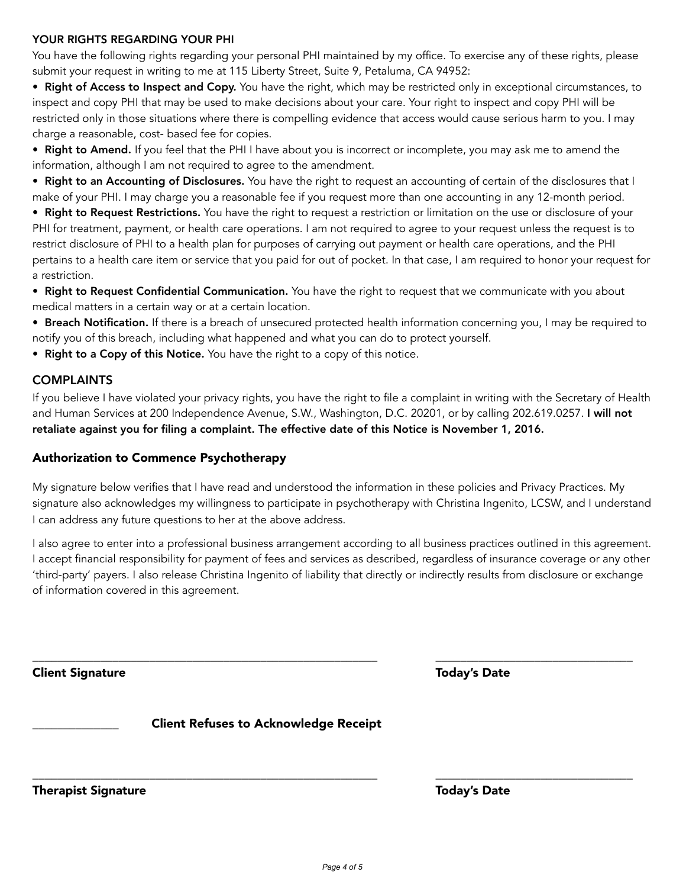## YOUR RIGHTS REGARDING YOUR PHI

You have the following rights regarding your personal PHI maintained by my office. To exercise any of these rights, please submit your request in writing to me at 115 Liberty Street, Suite 9, Petaluma, CA 94952:

- **Right of Access to Inspect and Copy.** You have the right, which may be restricted only in exceptional circumstances, to inspect and copy PHI that may be used to make decisions about your care. Your right to inspect and copy PHI will be restricted only in those situations where there is compelling evidence that access would cause serious harm to you. I may charge a reasonable, cost- based fee for copies.
- **Right to Amend.** If you feel that the PHI I have about you is incorrect or incomplete, you may ask me to amend the information, although I am not required to agree to the amendment.
- **Right to an Accounting of Disclosures.** You have the right to request an accounting of certain of the disclosures that I make of your PHI. I may charge you a reasonable fee if you request more than one accounting in any 12-month period.
- **Right to Request Restrictions.** You have the right to request a restriction or limitation on the use or disclosure of your PHI for treatment, payment, or health care operations. I am not required to agree to your request unless the request is to restrict disclosure of PHI to a health plan for purposes of carrying out payment or health care operations, and the PHI pertains to a health care item or service that you paid for out of pocket. In that case, I am required to honor your request for a restriction.
- **Right to Request Confidential Communication.** You have the right to request that we communicate with you about medical matters in a certain way or at a certain location.
- **Breach Notification.** If there is a breach of unsecured protected health information concerning you, I may be required to notify you of this breach, including what happened and what you can do to protect yourself.
- **Right to a Copy of this Notice.** You have the right to a copy of this notice.

## COMPLAINTS

If you believe I have violated your privacy rights, you have the right to file a complaint in writing with the Secretary of Health and Human Services at 200 Independence Avenue, S.W., Washington, D.C. 20201, or by calling 202.619.0257. **I will not retaliate against you for filing a complaint. The effective date of this Notice is November 1, 2016.**

## Authorization to Commence Psychotherapy

My signature below verifies that I have read and understood the information in these policies and Privacy Practices. My signature also acknowledges my willingness to participate in psychotherapy with Christina Ingenito, LCSW, and I understand I can address any future questions to her at the above address.

I also agree to enter into a professional business arrangement according to all business practices outlined in this agreement. I accept financial responsibility for payment of fees and services as described, regardless of insurance coverage or any other 'third-party' payers. I also release Christina Ingenito of liability that directly or indirectly results from disclosure or exchange of information covered in this agreement.

\_\_\_\_\_\_\_\_\_\_\_\_\_\_\_\_\_\_\_\_\_\_\_\_\_\_\_\_\_\_\_\_\_\_\_\_\_\_\_\_\_\_\_\_\_\_\_\_ &nbsp;&nbsp;&nbsp; \_\_\_\_\_\_\_\_\_\_\_\_\_\_\_\_\_\_\_\_\_\_\_\_\_\_\_\_

**Client Signature** &nbsp;&nbsp;&nbsp; **Today's Date**

\_\_\_\_\_\_\_\_\_\_\_\_ **Client Refuses to Acknowledge Receipt**

\_\_\_\_\_\_\_\_\_\_\_\_\_\_\_\_\_\_\_\_\_\_\_\_\_\_\_\_\_\_\_\_\_\_\_\_\_\_\_\_\_\_\_\_\_\_\_\_ &nbsp;&nbsp;&nbsp; \_\_\_\_\_\_\_\_\_\_\_\_\_\_\_\_\_\_\_\_\_\_\_\_\_\_\_\_

**Therapist Signature** &nbsp;&nbsp;&nbsp; **Today's Date**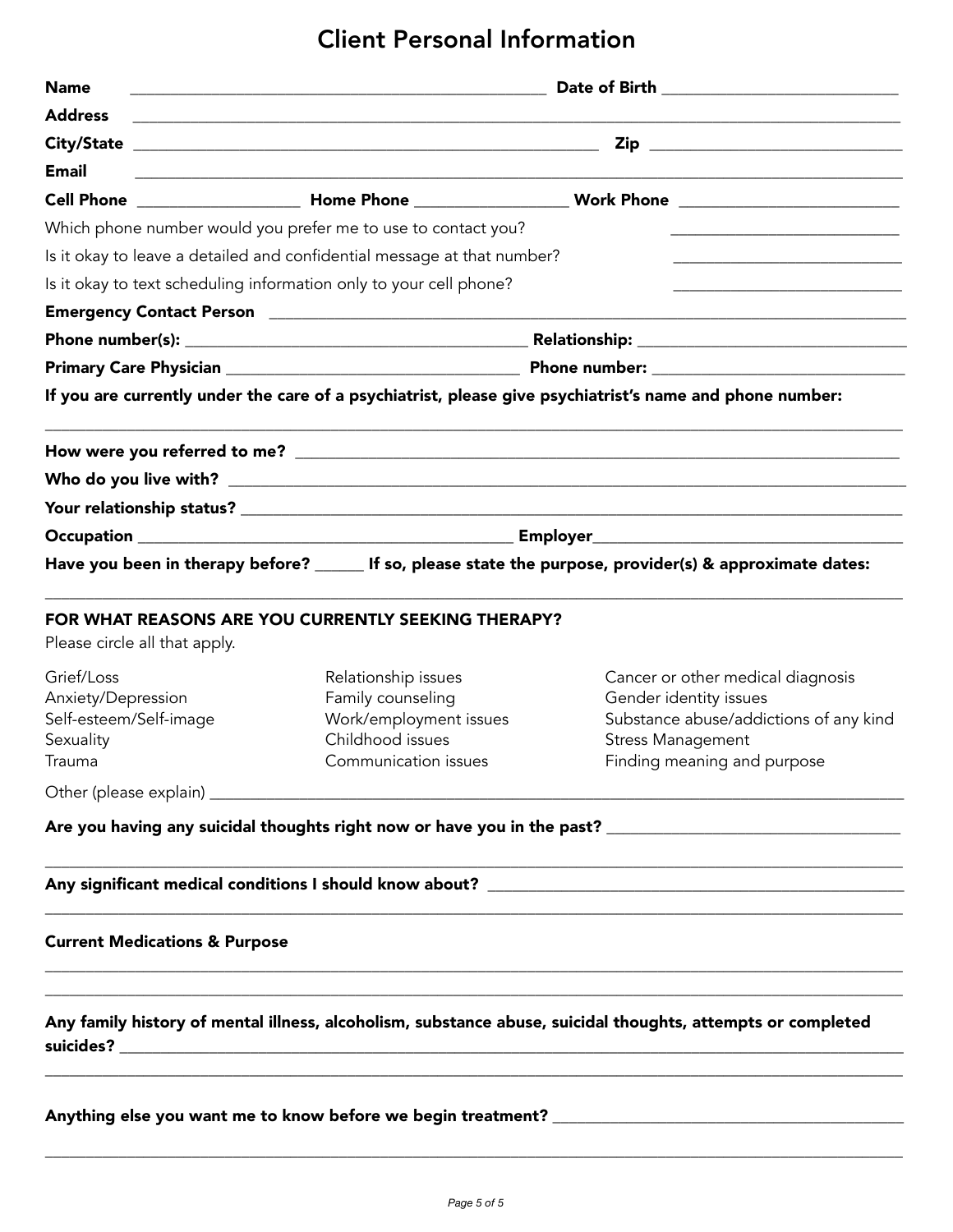# Client Personal Information

**Name** ______________________________ **Date of Birth** ______________________

**Address** ____________________________________________________________

**City/State** ______________________________ **Zip** ______________________

**Email** ____________________________________________________________

**Cell Phone** ______________ **Home Phone** ______________ **Work Phone** ______________

Which phone number would you prefer me to use to contact you? ______________________

Is it okay to leave a detailed and confidential message at that number? ______________________

Is it okay to text scheduling information only to your cell phone? ______________________

**Emergency Contact Person** ____________________________________________________________

**Phone number(s):** ______________________________ **Relationship:** ______________________

**Primary Care Physician** ______________________________ **Phone number:** ______________________

**If you are currently under the care of a psychiatrist, please give psychiatrist's name and phone number:**

____________________________________________________________

**How were you referred to me?** ____________________________________________________________

**Who do you live with?** ____________________________________________________________

**Your relationship status?** ____________________________________________________________

**Occupation** ______________________________ **Employer** ______________________________

**Have you been in therapy before?** _____ **If so, please state the purpose, provider(s) & approximate dates:**

____________________________________________________________

## FOR WHAT REASONS ARE YOU CURRENTLY SEEKING THERAPY?

Please circle all that apply.

- Grief/Loss
- Anxiety/Depression
- Self-esteem/Self-image
- Sexuality
- Trauma
- Relationship issues
- Family counseling
- Work/employment issues
- Childhood issues
- Communication issues
- Cancer or other medical diagnosis
- Gender identity issues
- Substance abuse/addictions of any kind
- Stress Management
- Finding meaning and purpose

Other (please explain) ____________________________________________________________

**Are you having any suicidal thoughts right now or have you in the past?** ______________________________

____________________________________________________________

**Any significant medical conditions I should know about?** ______________________________

____________________________________________________________

**Current Medications & Purpose**

____________________________________________________________

____________________________________________________________

**Any family history of mental illness, alcoholism, substance abuse, suicidal thoughts, attempts or completed suicides?** ____________________________________________________________

____________________________________________________________

**Anything else you want me to know before we begin treatment?** ______________________________

____________________________________________________________